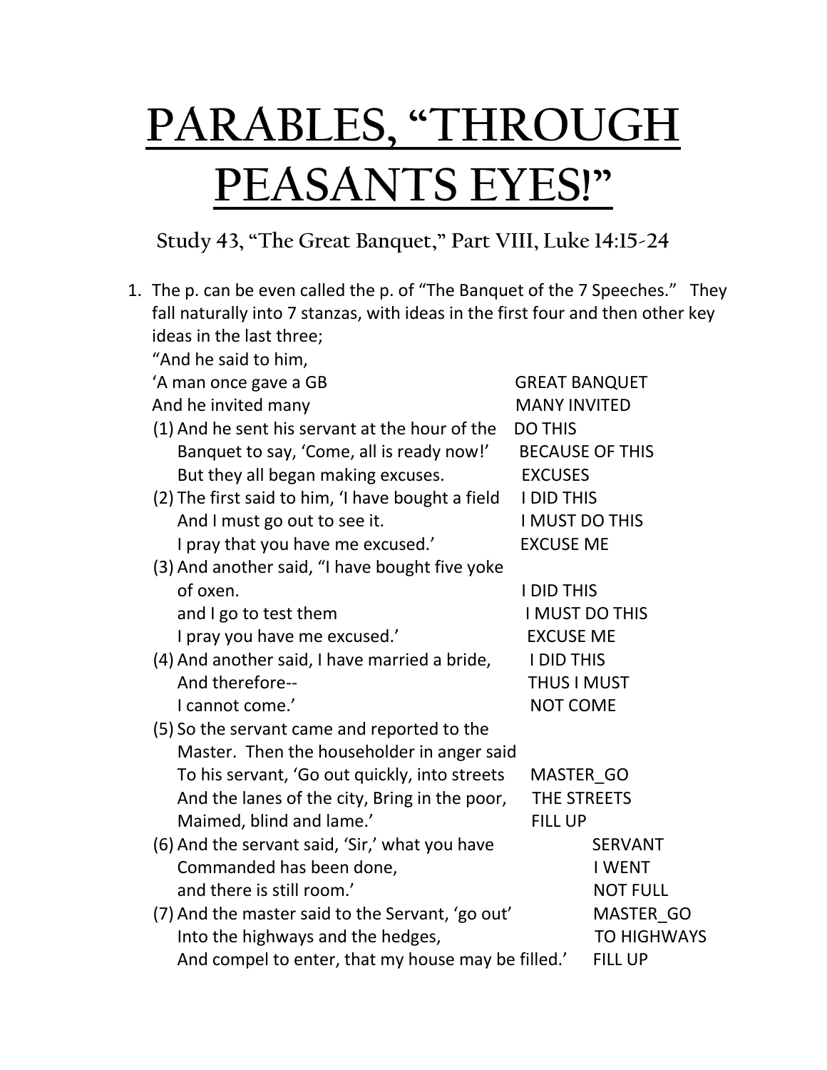# PARABLES, "THROUGH PEASANTS EYES!"

## Study 43, "The Great Banquet," Part VIII, Luke 14:15-24

1. The p. can be even called the p. of "The Banquet of the 7 Speeches." They fall naturally into 7 stanzas, with ideas in the first four and then other key ideas in the last three;

   "And he said to him,

   | | |
   |---|---|
   | 'A man once gave a GB | GREAT BANQUET |
   | And he invited many | MANY INVITED |
   | (1) And he sent his servant at the hour of the | DO THIS |
   | Banquet to say, 'Come, all is ready now!' | BECAUSE OF THIS |
   | But they all began making excuses. | EXCUSES |
   | (2) The first said to him, 'I have bought a field | I DID THIS |
   | And I must go out to see it. | I MUST DO THIS |
   | I pray that you have me excused.' | EXCUSE ME |
   | (3) And another said, "I have bought five yoke of oxen. | I DID THIS |
   | and I go to test them | I MUST DO THIS |
   | I pray you have me excused.' | EXCUSE ME |
   | (4) And another said, I have married a bride, | I DID THIS |
   | And therefore-- | THUS I MUST |
   | I cannot come.' | NOT COME |
   | (5) So the servant came and reported to the Master. Then the householder in anger said To his servant, 'Go out quickly, into streets | MASTER_GO |
   | And the lanes of the city, Bring in the poor, | THE STREETS |
   | Maimed, blind and lame.' | FILL UP |
   | (6) And the servant said, 'Sir,' what you have | SERVANT |
   | Commanded has been done, | I WENT |
   | and there is still room.' | NOT FULL |
   | (7) And the master said to the Servant, 'go out' | MASTER_GO |
   | Into the highways and the hedges, | TO HIGHWAYS |
   | And compel to enter, that my house may be filled.' | FILL UP |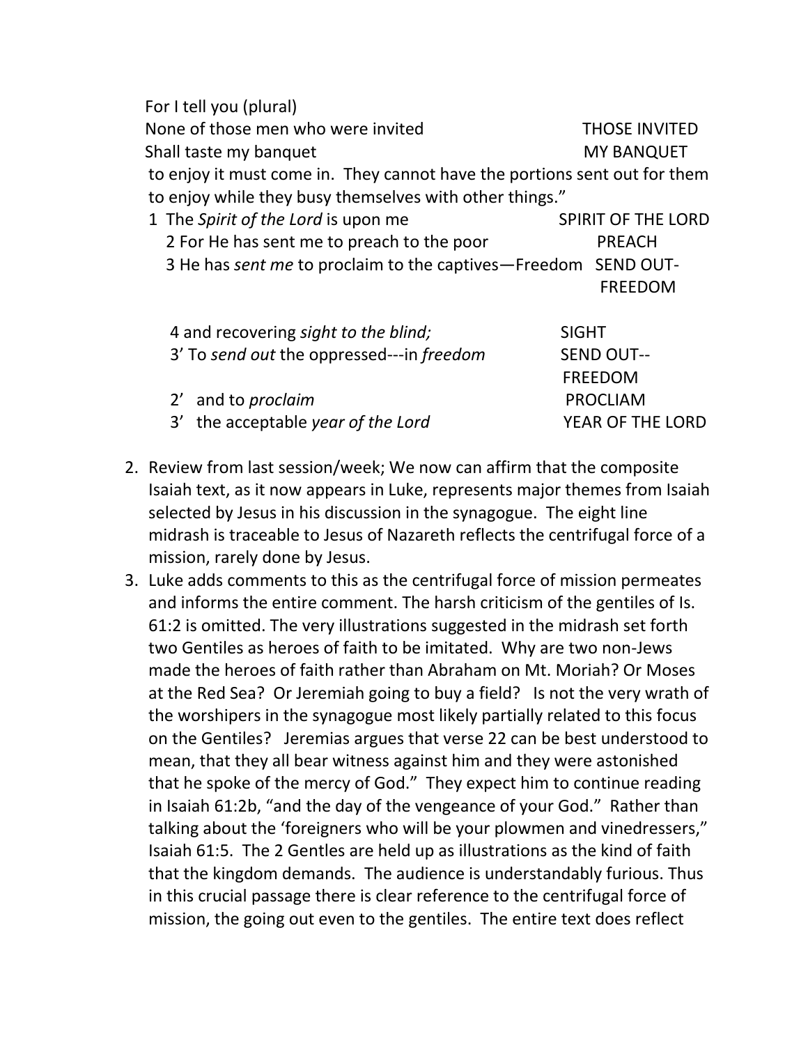For I tell you (plural)
None of those men who were invited THOSE INVITED
Shall taste my banquet MY BANQUET
to enjoy it must come in. They cannot have the portions sent out for them to enjoy while they busy themselves with other things."

| | |
|---|---|
| 1 The *Spirit of the Lord* is upon me | SPIRIT OF THE LORD |
| 2 For He has sent me to preach to the poor | PREACH |
| 3 He has *sent me* to proclaim to the captives—Freedom | SEND OUT-FREEDOM |
| 4 and recovering *sight to the blind;* | SIGHT |
| 3' To *send out* the oppressed---in *freedom* | SEND OUT--FREEDOM |
| 2' and to *proclaim* | PROCLIAM |
| 3' the acceptable *year of the Lord* | YEAR OF THE LORD |

2. Review from last session/week; We now can affirm that the composite Isaiah text, as it now appears in Luke, represents major themes from Isaiah selected by Jesus in his discussion in the synagogue. The eight line midrash is traceable to Jesus of Nazareth reflects the centrifugal force of a mission, rarely done by Jesus.
3. Luke adds comments to this as the centrifugal force of mission permeates and informs the entire comment. The harsh criticism of the gentiles of Is. 61:2 is omitted. The very illustrations suggested in the midrash set forth two Gentiles as heroes of faith to be imitated. Why are two non-Jews made the heroes of faith rather than Abraham on Mt. Moriah? Or Moses at the Red Sea? Or Jeremiah going to buy a field? Is not the very wrath of the worshipers in the synagogue most likely partially related to this focus on the Gentiles? Jeremias argues that verse 22 can be best understood to mean, that they all bear witness against him and they were astonished that he spoke of the mercy of God." They expect him to continue reading in Isaiah 61:2b, "and the day of the vengeance of your God." Rather than talking about the 'foreigners who will be your plowmen and vinedressers," Isaiah 61:5. The 2 Gentles are held up as illustrations as the kind of faith that the kingdom demands. The audience is understandably furious. Thus in this crucial passage there is clear reference to the centrifugal force of mission, the going out even to the gentiles. The entire text does reflect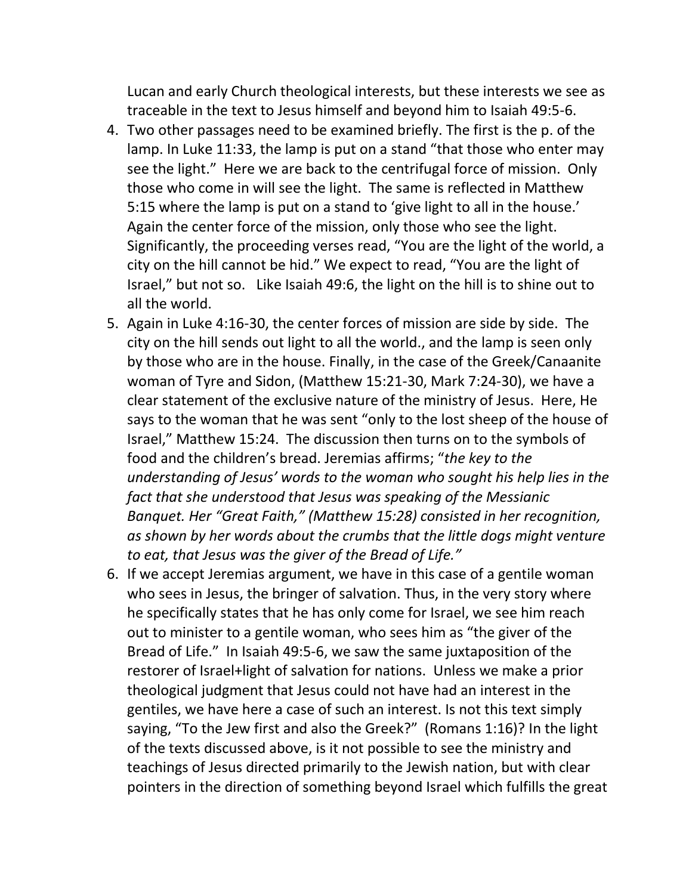Lucan and early Church theological interests, but these interests we see as traceable in the text to Jesus himself and beyond him to Isaiah 49:5-6.

4. Two other passages need to be examined briefly. The first is the p. of the lamp. In Luke 11:33, the lamp is put on a stand "that those who enter may see the light." Here we are back to the centrifugal force of mission. Only those who come in will see the light. The same is reflected in Matthew 5:15 where the lamp is put on a stand 'give light to all in the house.' Again the center force of the mission, only those who see the light. Significantly, the proceeding verses read, "You are the light of the world, a city on the hill cannot be hid." We expect to read, "You are the light of Israel," but not so. Like Isaiah 49:6, the light on the hill is to shine out to all the world.
5. Again in Luke 4:16-30, the center forces of mission are side by side. The city on the hill sends out light to all the world., and the lamp is seen only by those who are in the house. Finally, in the case of the Greek/Canaanite woman of Tyre and Sidon, (Matthew 15:21-30, Mark 7:24-30), we have a clear statement of the exclusive nature of the ministry of Jesus. Here, He says to the woman that he was sent "only to the lost sheep of the house of Israel," Matthew 15:24. The discussion then turns on to the symbols of food and the children's bread. Jeremias affirms; "*the key to the understanding of Jesus' words to the woman who sought his help lies in the fact that she understood that Jesus was speaking of the Messianic Banquet. Her "Great Faith," (Matthew 15:28) consisted in her recognition, as shown by her words about the crumbs that the little dogs might venture to eat, that Jesus was the giver of the Bread of Life."*
6. If we accept Jeremias argument, we have in this case of a gentile woman who sees in Jesus, the bringer of salvation. Thus, in the very story where he specifically states that he has only come for Israel, we see him reach out to minister to a gentile woman, who sees him as "the giver of the Bread of Life." In Isaiah 49:5-6, we saw the same juxtaposition of the restorer of Israel+light of salvation for nations. Unless we make a prior theological judgment that Jesus could not have had an interest in the gentiles, we have here a case of such an interest. Is not this text simply saying, "To the Jew first and also the Greek?" (Romans 1:16)? In the light of the texts discussed above, is it not possible to see the ministry and teachings of Jesus directed primarily to the Jewish nation, but with clear pointers in the direction of something beyond Israel which fulfills the great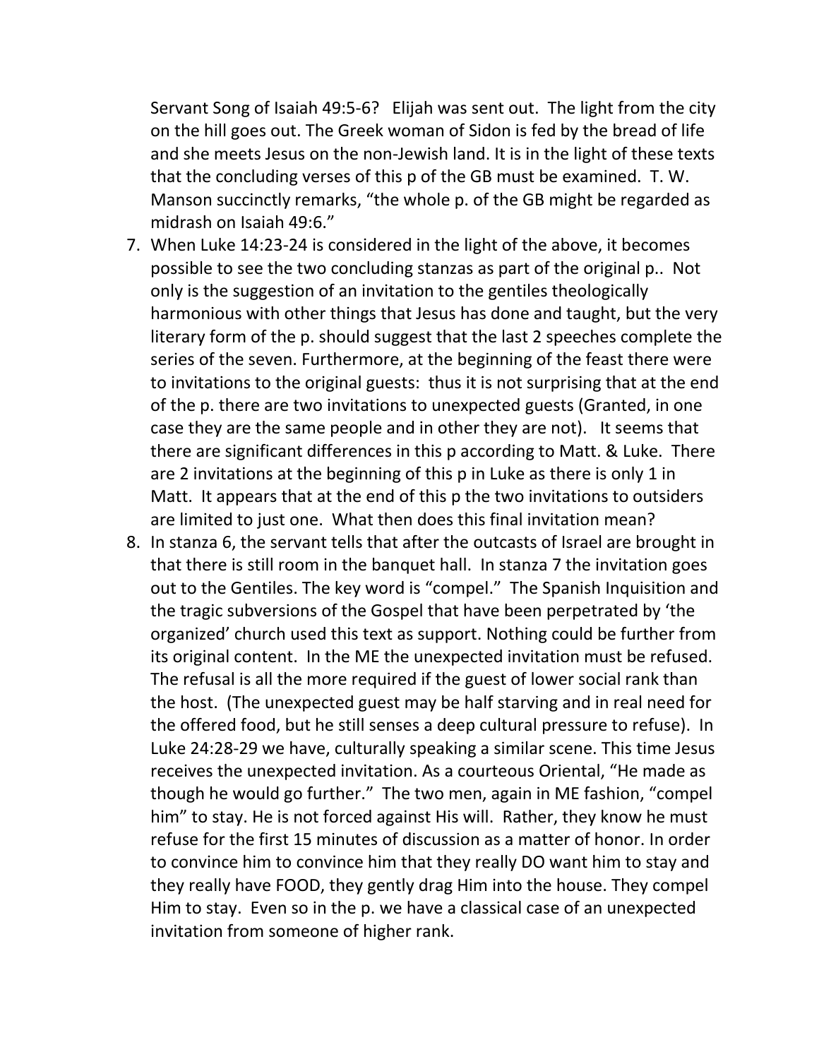Servant Song of Isaiah 49:5-6? Elijah was sent out. The light from the city on the hill goes out. The Greek woman of Sidon is fed by the bread of life and she meets Jesus on the non-Jewish land. It is in the light of these texts that the concluding verses of this p of the GB must be examined. T. W. Manson succinctly remarks, "the whole p. of the GB might be regarded as midrash on Isaiah 49:6."

7. When Luke 14:23-24 is considered in the light of the above, it becomes possible to see the two concluding stanzas as part of the original p.. Not only is the suggestion of an invitation to the gentiles theologically harmonious with other things that Jesus has done and taught, but the very literary form of the p. should suggest that the last 2 speeches complete the series of the seven. Furthermore, at the beginning of the feast there were to invitations to the original guests: thus it is not surprising that at the end of the p. there are two invitations to unexpected guests (Granted, in one case they are the same people and in other they are not). It seems that there are significant differences in this p according to Matt. & Luke. There are 2 invitations at the beginning of this p in Luke as there is only 1 in Matt. It appears that at the end of this p the two invitations to outsiders are limited to just one. What then does this final invitation mean?
8. In stanza 6, the servant tells that after the outcasts of Israel are brought in that there is still room in the banquet hall. In stanza 7 the invitation goes out to the Gentiles. The key word is "compel." The Spanish Inquisition and the tragic subversions of the Gospel that have been perpetrated by 'the organized' church used this text as support. Nothing could be further from its original content. In the ME the unexpected invitation must be refused. The refusal is all the more required if the guest of lower social rank than the host. (The unexpected guest may be half starving and in real need for the offered food, but he still senses a deep cultural pressure to refuse). In Luke 24:28-29 we have, culturally speaking a similar scene. This time Jesus receives the unexpected invitation. As a courteous Oriental, "He made as though he would go further." The two men, again in ME fashion, "compel him" to stay. He is not forced against His will. Rather, they know he must refuse for the first 15 minutes of discussion as a matter of honor. In order to convince him to convince him that they really DO want him to stay and they really have FOOD, they gently drag Him into the house. They compel Him to stay. Even so in the p. we have a classical case of an unexpected invitation from someone of higher rank.